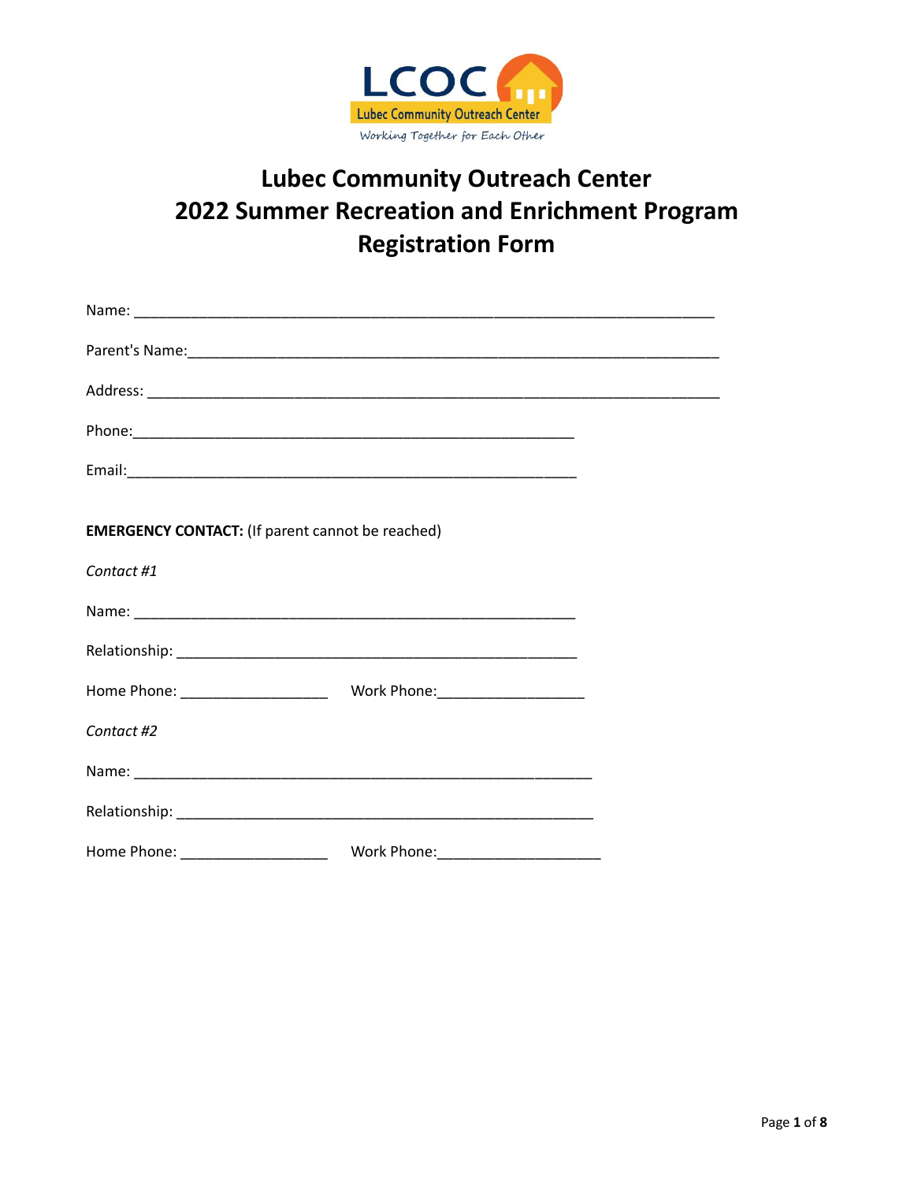LCOC Lubec Community Outreach Center

*Working Together for Each Other*

# Lubec Community Outreach Center
# 2022 Summer Recreation and Enrichment Program
# Registration Form

Name: ___________________________________________________________________________

Parent's Name:_____________________________________________________________________

Address: ___________________________________________________________________________

Phone:________________________________________________________

Email:_________________________________________________________

**EMERGENCY CONTACT:** (If parent cannot be reached)

*Contact #1*

Name: ________________________________________________________

Relationship: ___________________________________________________

Home Phone: __________________ Work Phone:__________________

*Contact #2*

Name: __________________________________________________________

Relationship: _____________________________________________________

Home Phone: __________________ Work Phone:____________________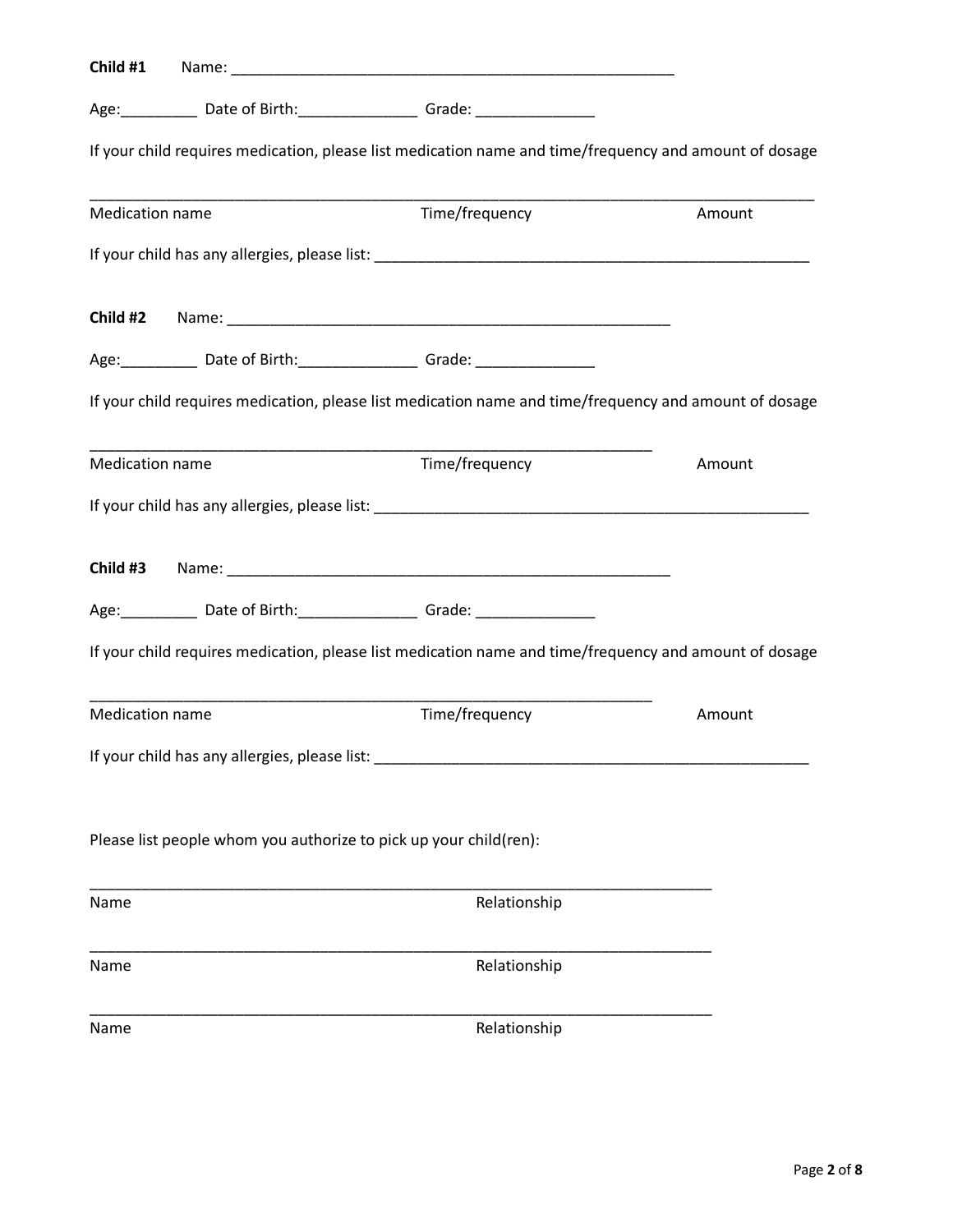**Child #1** Name: ______________________________________________________

Age:_________ Date of Birth:______________ Grade: ______________

If your child requires medication, please list medication name and time/frequency and amount of dosage

_______________________________________________________________________________________

Medication name Time/frequency Amount

If your child has any allergies, please list: _____________________________________________________

**Child #2** Name: ______________________________________________________

Age:_________ Date of Birth:______________ Grade: ______________

If your child requires medication, please list medication name and time/frequency and amount of dosage

______________________________________________________________________

Medication name Time/frequency Amount

If your child has any allergies, please list: _____________________________________________________

**Child #3** Name: ______________________________________________________

Age:_________ Date of Birth:______________ Grade: ______________

If your child requires medication, please list medication name and time/frequency and amount of dosage

______________________________________________________________________

Medication name Time/frequency Amount

If your child has any allergies, please list: _____________________________________________________

Please list people whom you authorize to pick up your child(ren):

____________________________________________________________________________

Name Relationship

____________________________________________________________________________

Name Relationship

____________________________________________________________________________

Name Relationship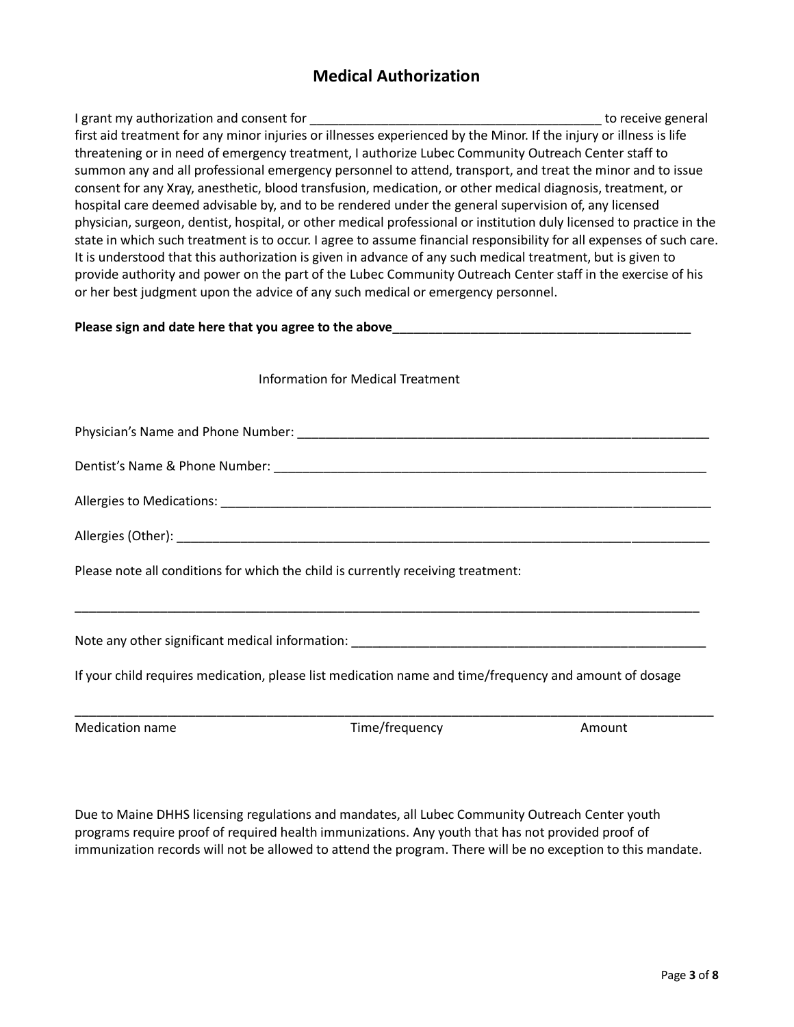# Medical Authorization

I grant my authorization and consent for ________________________________________ to receive general first aid treatment for any minor injuries or illnesses experienced by the Minor. If the injury or illness is life threatening or in need of emergency treatment, I authorize Lubec Community Outreach Center staff to summon any and all professional emergency personnel to attend, transport, and treat the minor and to issue consent for any Xray, anesthetic, blood transfusion, medication, or other medical diagnosis, treatment, or hospital care deemed advisable by, and to be rendered under the general supervision of, any licensed physician, surgeon, dentist, hospital, or other medical professional or institution duly licensed to practice in the state in which such treatment is to occur. I agree to assume financial responsibility for all expenses of such care. It is understood that this authorization is given in advance of any such medical treatment, but is given to provide authority and power on the part of the Lubec Community Outreach Center staff in the exercise of his or her best judgment upon the advice of any such medical or emergency personnel.

**Please sign and date here that you agree to the above__________________________________________**

Information for Medical Treatment

Physician's Name and Phone Number: ___________________________________________________________

Dentist's Name & Phone Number: _______________________________________________________________

Allergies to Medications: ___________________________________________________________________

Allergies (Other): ________________________________________________________________________

Please note all conditions for which the child is currently receiving treatment:

_____________________________________________________________________________________________

Note any other significant medical information: ___________________________________________________

If your child requires medication, please list medication name and time/frequency and amount of dosage

_____________________________________________________________________________________________

Medication name | Time/frequency | Amount

Due to Maine DHHS licensing regulations and mandates, all Lubec Community Outreach Center youth programs require proof of required health immunizations. Any youth that has not provided proof of immunization records will not be allowed to attend the program. There will be no exception to this mandate.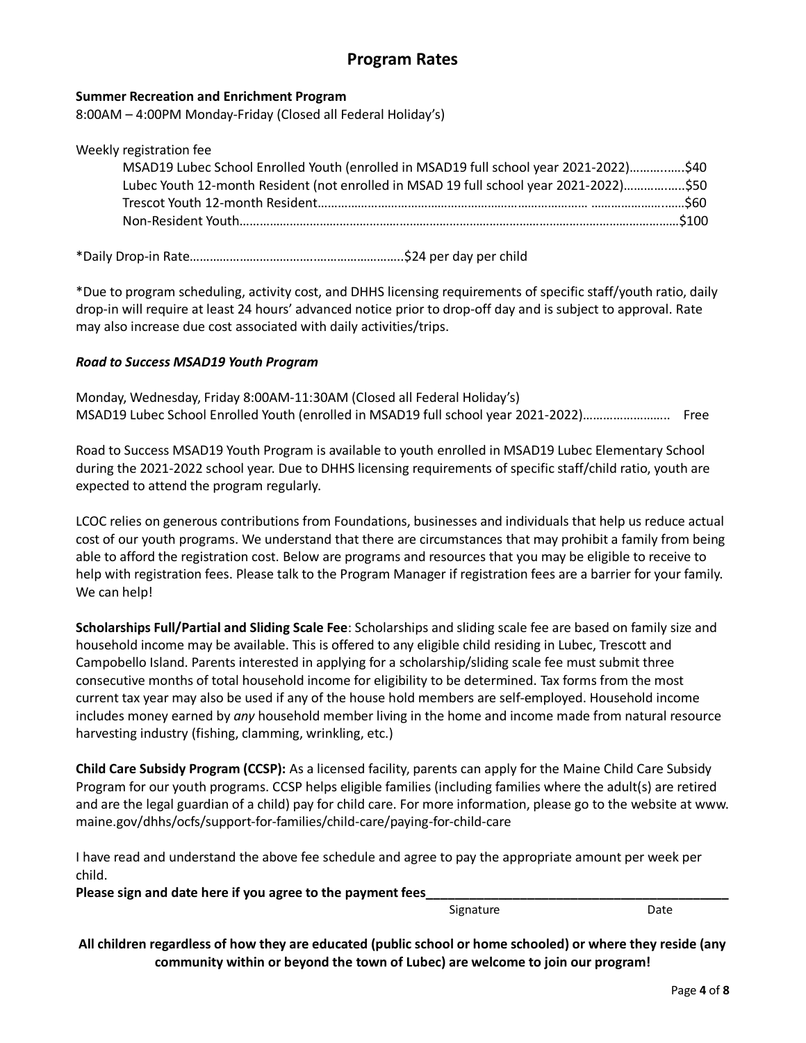# Program Rates

**Summer Recreation and Enrichment Program**
8:00AM – 4:00PM Monday-Friday (Closed all Federal Holiday's)

Weekly registration fee

- MSAD19 Lubec School Enrolled Youth (enrolled in MSAD19 full school year 2021-2022)……….…..$40
- Lubec Youth 12-month Resident (not enrolled in MSAD 19 full school year 2021-2022)……….…...$50
- Trescot Youth 12-month Resident………………………………………………………………… ………………….……$60
- Non-Resident Youth……………………………………………………………………………………………………………$100

*Daily Drop-in Rate…………………………………….…………………..$24 per day per child

*Due to program scheduling, activity cost, and DHHS licensing requirements of specific staff/youth ratio, daily drop-in will require at least 24 hours' advanced notice prior to drop-off day and is subject to approval. Rate may also increase due cost associated with daily activities/trips.

***Road to Success MSAD19 Youth Program***

Monday, Wednesday, Friday 8:00AM-11:30AM (Closed all Federal Holiday's)
MSAD19 Lubec School Enrolled Youth (enrolled in MSAD19 full school year 2021-2022)…………………….. Free

Road to Success MSAD19 Youth Program is available to youth enrolled in MSAD19 Lubec Elementary School during the 2021-2022 school year. Due to DHHS licensing requirements of specific staff/child ratio, youth are expected to attend the program regularly.

LCOC relies on generous contributions from Foundations, businesses and individuals that help us reduce actual cost of our youth programs. We understand that there are circumstances that may prohibit a family from being able to afford the registration cost. Below are programs and resources that you may be eligible to receive to help with registration fees. Please talk to the Program Manager if registration fees are a barrier for your family. We can help!

**Scholarships Full/Partial and Sliding Scale Fee**: Scholarships and sliding scale fee are based on family size and household income may be available. This is offered to any eligible child residing in Lubec, Trescott and Campobello Island. Parents interested in applying for a scholarship/sliding scale fee must submit three consecutive months of total household income for eligibility to be determined. Tax forms from the most current tax year may also be used if any of the house hold members are self-employed. Household income includes money earned by *any* household member living in the home and income made from natural resource harvesting industry (fishing, clamming, wrinkling, etc.)

**Child Care Subsidy Program (CCSP):** As a licensed facility, parents can apply for the Maine Child Care Subsidy Program for our youth programs. CCSP helps eligible families (including families where the adult(s) are retired and are the legal guardian of a child) pay for child care. For more information, please go to the website at www. maine.gov/dhhs/ocfs/support-for-families/child-care/paying-for-child-care

I have read and understand the above fee schedule and agree to pay the appropriate amount per week per child.

**Please sign and date here if you agree to the payment fees**___________________________________________

Signature Date

**All children regardless of how they are educated (public school or home schooled) or where they reside (any community within or beyond the town of Lubec) are welcome to join our program!**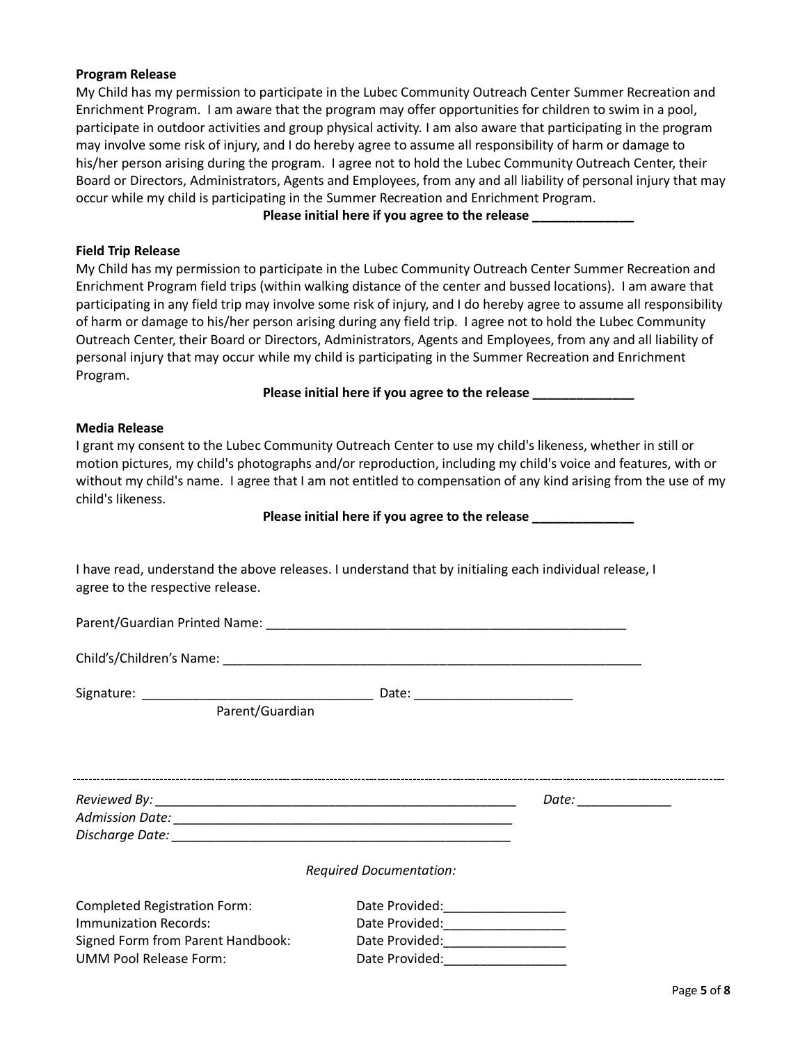**Program Release**

My Child has my permission to participate in the Lubec Community Outreach Center Summer Recreation and Enrichment Program. I am aware that the program may offer opportunities for children to swim in a pool, participate in outdoor activities and group physical activity. I am also aware that participating in the program may involve some risk of injury, and I do hereby agree to assume all responsibility of harm or damage to his/her person arising during the program. I agree not to hold the Lubec Community Outreach Center, their Board or Directors, Administrators, Agents and Employees, from any and all liability of personal injury that may occur while my child is participating in the Summer Recreation and Enrichment Program.

**Please initial here if you agree to the release ______________**

**Field Trip Release**

My Child has my permission to participate in the Lubec Community Outreach Center Summer Recreation and Enrichment Program field trips (within walking distance of the center and bussed locations). I am aware that participating in any field trip may involve some risk of injury, and I do hereby agree to assume all responsibility of harm or damage to his/her person arising during any field trip. I agree not to hold the Lubec Community Outreach Center, their Board or Directors, Administrators, Agents and Employees, from any and all liability of personal injury that may occur while my child is participating in the Summer Recreation and Enrichment Program.

**Please initial here if you agree to the release ______________**

**Media Release**

I grant my consent to the Lubec Community Outreach Center to use my child's likeness, whether in still or motion pictures, my child's photographs and/or reproduction, including my child's voice and features, with or without my child's name. I agree that I am not entitled to compensation of any kind arising from the use of my child's likeness.

**Please initial here if you agree to the release ______________**

I have read, understand the above releases. I understand that by initialing each individual release, I agree to the respective release.

Parent/Guardian Printed Name: ____________________________________________________

Child's/Children's Name: ____________________________________________________________

Signature: ________________________________ Date: ______________________
Parent/Guardian

---

*Reviewed By:* ____________________________________________________ *Date:* _____________
*Admission Date:* _________________________________________________
*Discharge Date:* _________________________________________________

*Required Documentation:*

Completed Registration Form: Date Provided:_________________
Immunization Records: Date Provided:_________________
Signed Form from Parent Handbook: Date Provided:_________________
UMM Pool Release Form: Date Provided:_________________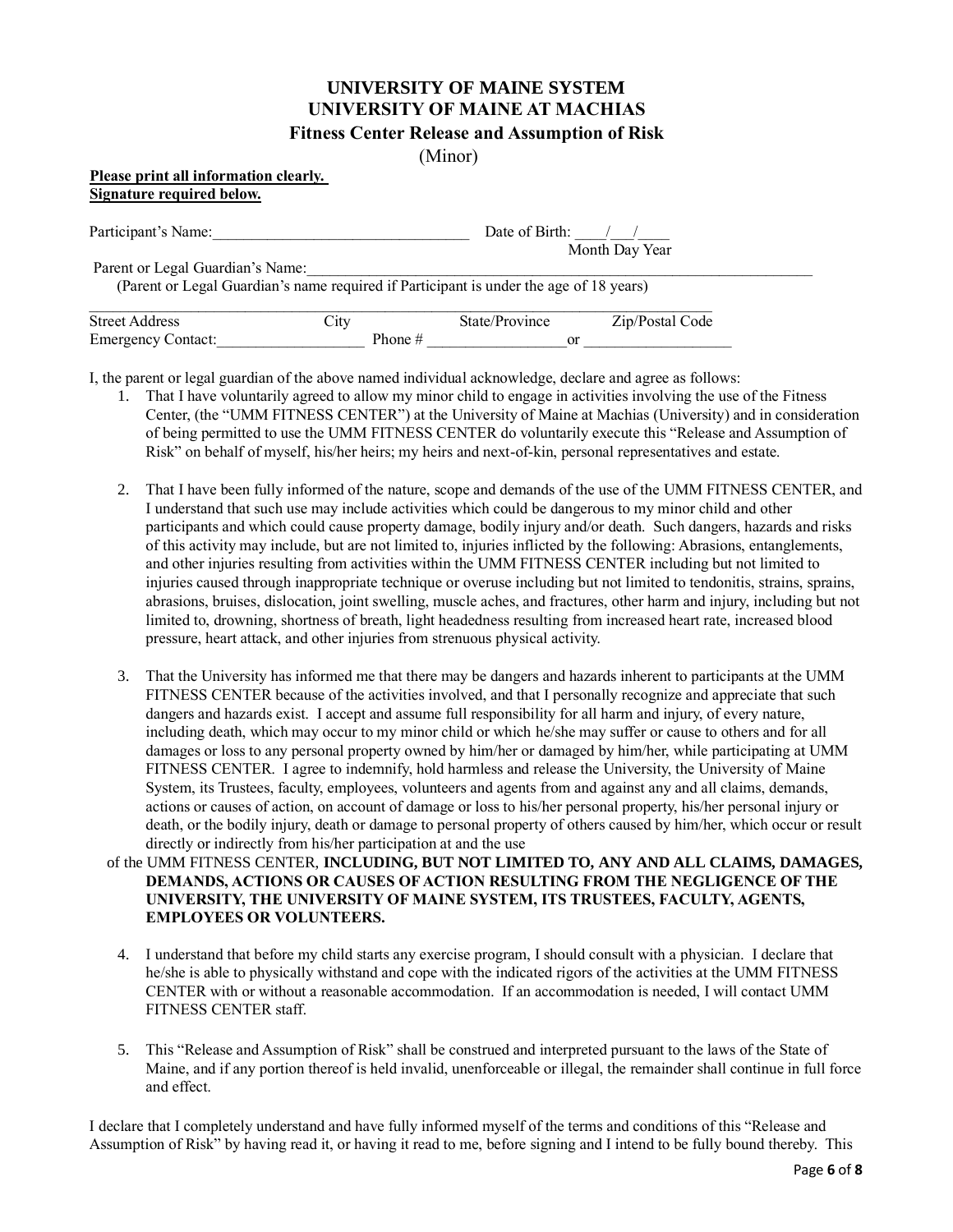# UNIVERSITY OF MAINE SYSTEM
# UNIVERSITY OF MAINE AT MACHIAS
## Fitness Center Release and Assumption of Risk

(Minor)

**Please print all information clearly.**
**Signature required below.**

Participant's Name:_________________________________ Date of Birth: ____/___/____
Month Day Year

Parent or Legal Guardian's Name:_______________________________________________________________________
(Parent or Legal Guardian's name required if Participant is under the age of 18 years)

______________________________________________________________________________
Street Address City State/Province Zip/Postal Code

Emergency Contact:___________________ Phone # __________________or ___________________

I, the parent or legal guardian of the above named individual acknowledge, declare and agree as follows:

1. That I have voluntarily agreed to allow my minor child to engage in activities involving the use of the Fitness Center, (the "UMM FITNESS CENTER") at the University of Maine at Machias (University) and in consideration of being permitted to use the UMM FITNESS CENTER do voluntarily execute this "Release and Assumption of Risk" on behalf of myself, his/her heirs; my heirs and next-of-kin, personal representatives and estate.

2. That I have been fully informed of the nature, scope and demands of the use of the UMM FITNESS CENTER, and I understand that such use may include activities which could be dangerous to my minor child and other participants and which could cause property damage, bodily injury and/or death. Such dangers, hazards and risks of this activity may include, but are not limited to, injuries inflicted by the following: Abrasions, entanglements, and other injuries resulting from activities within the UMM FITNESS CENTER including but not limited to injuries caused through inappropriate technique or overuse including but not limited to tendonitis, strains, sprains, abrasions, bruises, dislocation, joint swelling, muscle aches, and fractures, other harm and injury, including but not limited to, drowning, shortness of breath, light headedness resulting from increased heart rate, increased blood pressure, heart attack, and other injuries from strenuous physical activity.

3. That the University has informed me that there may be dangers and hazards inherent to participants at the UMM FITNESS CENTER because of the activities involved, and that I personally recognize and appreciate that such dangers and hazards exist. I accept and assume full responsibility for all harm and injury, of every nature, including death, which may occur to my minor child or which he/she may suffer or cause to others and for all damages or loss to any personal property owned by him/her or damaged by him/her, while participating at UMM FITNESS CENTER. I agree to indemnify, hold harmless and release the University, the University of Maine System, its Trustees, faculty, employees, volunteers and agents from and against any and all claims, demands, actions or causes of action, on account of damage or loss to his/her personal property, his/her personal injury or death, or the bodily injury, death or damage to personal property of others caused by him/her, which occur or result directly or indirectly from his/her participation at and the use of the UMM FITNESS CENTER, **INCLUDING, BUT NOT LIMITED TO, ANY AND ALL CLAIMS, DAMAGES, DEMANDS, ACTIONS OR CAUSES OF ACTION RESULTING FROM THE NEGLIGENCE OF THE UNIVERSITY, THE UNIVERSITY OF MAINE SYSTEM, ITS TRUSTEES, FACULTY, AGENTS, EMPLOYEES OR VOLUNTEERS.**

4. I understand that before my child starts any exercise program, I should consult with a physician. I declare that he/she is able to physically withstand and cope with the indicated rigors of the activities at the UMM FITNESS CENTER with or without a reasonable accommodation. If an accommodation is needed, I will contact UMM FITNESS CENTER staff.

5. This "Release and Assumption of Risk" shall be construed and interpreted pursuant to the laws of the State of Maine, and if any portion thereof is held invalid, unenforceable or illegal, the remainder shall continue in full force and effect.

I declare that I completely understand and have fully informed myself of the terms and conditions of this "Release and Assumption of Risk" by having read it, or having it read to me, before signing and I intend to be fully bound thereby. This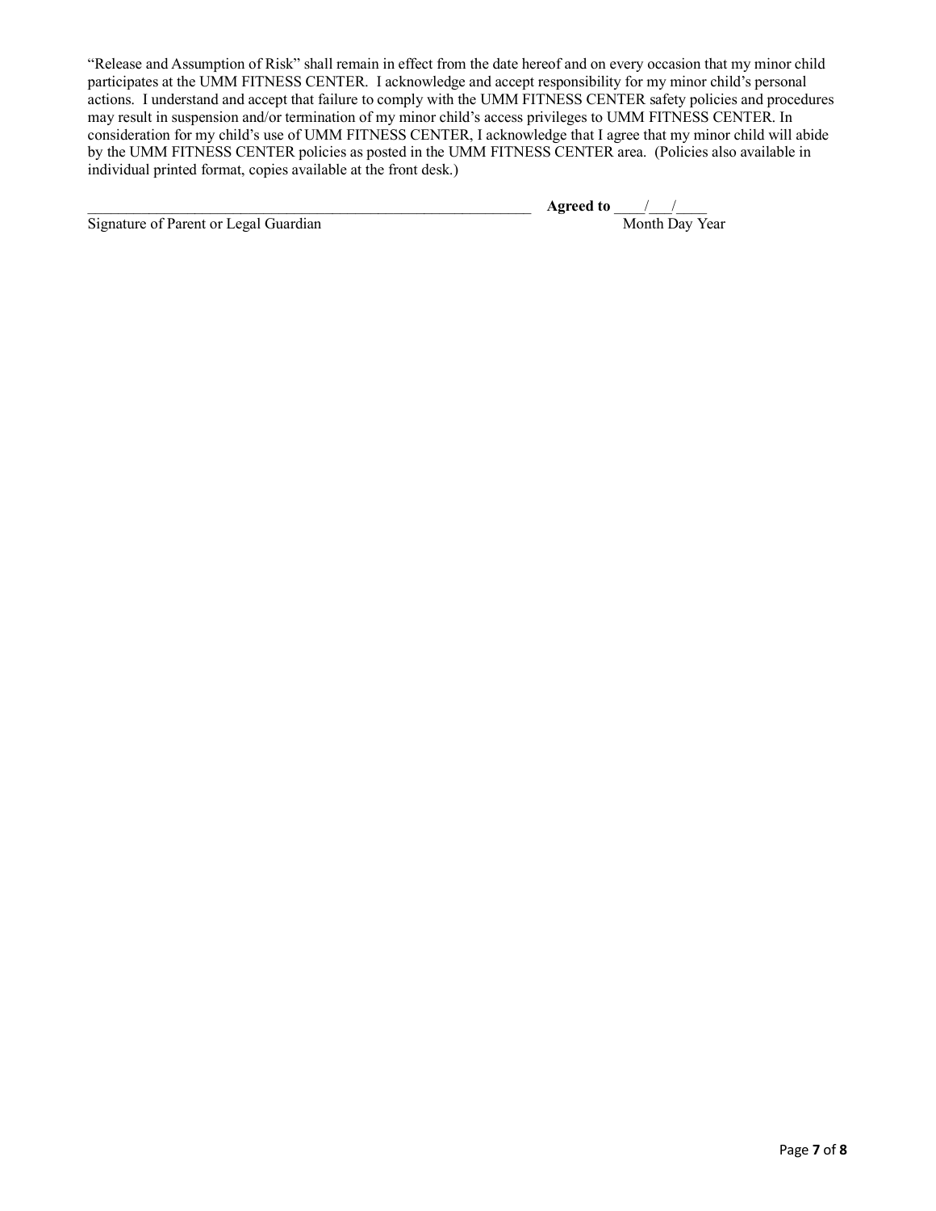"Release and Assumption of Risk" shall remain in effect from the date hereof and on every occasion that my minor child participates at the UMM FITNESS CENTER. I acknowledge and accept responsibility for my minor child's personal actions. I understand and accept that failure to comply with the UMM FITNESS CENTER safety policies and procedures may result in suspension and/or termination of my minor child's access privileges to UMM FITNESS CENTER. In consideration for my child's use of UMM FITNESS CENTER, I acknowledge that I agree that my minor child will abide by the UMM FITNESS CENTER policies as posted in the UMM FITNESS CENTER area. (Policies also available in individual printed format, copies available at the front desk.)

_____________________________________________________________ **Agreed to** ____/___/____

Signature of Parent or Legal Guardian Month Day Year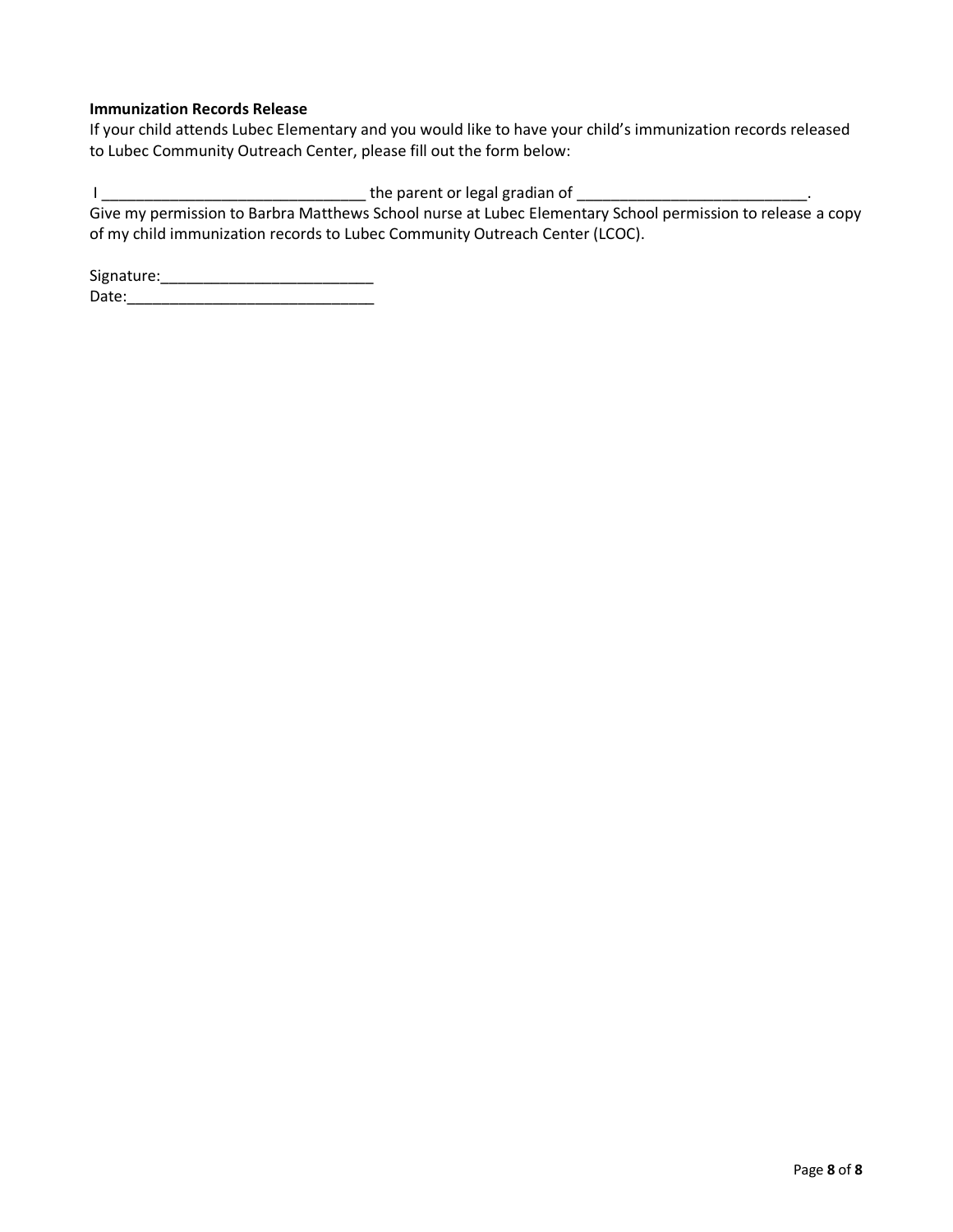**Immunization Records Release**

If your child attends Lubec Elementary and you would like to have your child's immunization records released to Lubec Community Outreach Center, please fill out the form below:

I _______________________________ the parent or legal gradian of ___________________________.
Give my permission to Barbra Matthews School nurse at Lubec Elementary School permission to release a copy of my child immunization records to Lubec Community Outreach Center (LCOC).

Signature:_________________________
Date:_____________________________